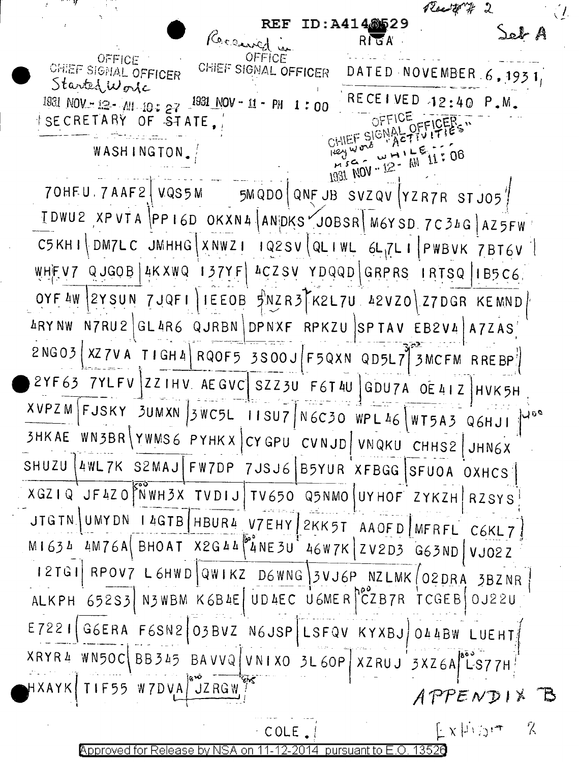REF ID:A4148529

Rec'd # 2

Set A

Received in OFFICE CHIEF SIGNAL OFFICER 1931 NOV - 11 - PM 1:00

OFFICE CHIEF SIGNAL OFFICER Started Work 1931 NOV - 12 - AM 10:27

RIGA

DATED NOVEMBER 6, 1931,

RECEIVED 12:40 P.M.

OFFICE CHIEF SIGNAL OFFICER Key word "ACTIVITIES" MSG - WHILE - - - 1931 NOV - 12 - AM 11:06

SECRETARY OF STATE,

WASHINGTON.

```
70HFU 7AAF2 VQS5M 5MQDO QNFJB SVZQV YZR7R STJ05
TDWU2 XPVTA PP16D OKXN4 ANDKS JOBSR M6YSD 7C34G AZ5FW
C5KHI DM7LC JMHHG XNWZI IQ2SV QLIWL 6L7LI PWBVK 7BT6V
WHFV7 QJGOB 4KXWQ I37YF 4CZSV YDQQD GRPRS IRTSQ IB5C6
OYF4W 2YSUN 7JQFI IEEOB 5NZR3 K2L7U 42VZO Z7DGR KEMND
4RYNW N7RU2 GL4R6 QJRBN DPNXF RPKZU SPTAV EB2V4 A7ZAS
2NGO3 XZ7VA TIGH4 RQOF5 3SOOJ F5QXN QD5L7 3MCFM RREBP
2YF63 7YLFV ZZIHV AEGVC SZZ3U F6T4U GDU7A OE4IZ HVK5H
XVPZM FJSKY 3UMXN 3WC5L IISU7 N6C30 WPL46 WT5A3 Q6HJI
3HKAE WN3BR YWMS6 PYHKX CYGPU CVNJD VNQKU CHHS2 JHN6X
SHUZU 4WL7K S2MAJ FW7DP 7JSJ6 B5YUR XFBGG SFUOA OXHCS
XGZIQ JF4ZO NWH3X TVDIJ TV650 Q5NMO UYHOF ZYKZH RZSYS
JTGTN UMYDN I4GTB HBUR4 V7EHY 2KK5T AAOFD MFRFL C6KL7
MI634 4M76A BHOAT X2G44 4NE3U 46W7K ZV2D3 G63ND VJO2Z
I2TGI RPOV7 L6HWD QWIKZ D6WNG 3VJ6P NZLMK O2DRA 3BZNR
ALKPH 652S3 N3WBM K6B4E UD4EC U6MER CZB7R TCGEB OJ22U
E7221 G6ERA F6SN2 O3BVZ N6JSP LSFQV KYXBJ O44BW LUEHT
XRYR4 WN5OC BB345 BAVVQ VNIXO 3L6OP XZRUJ 3XZ6A LS77H
HXAYK TIF55 W7DVA JZRGW
```

APPENDIX B

COLE.

Exhibit 2

Approved for Release by NSA on 11-12-2014 pursuant to E.O. 13526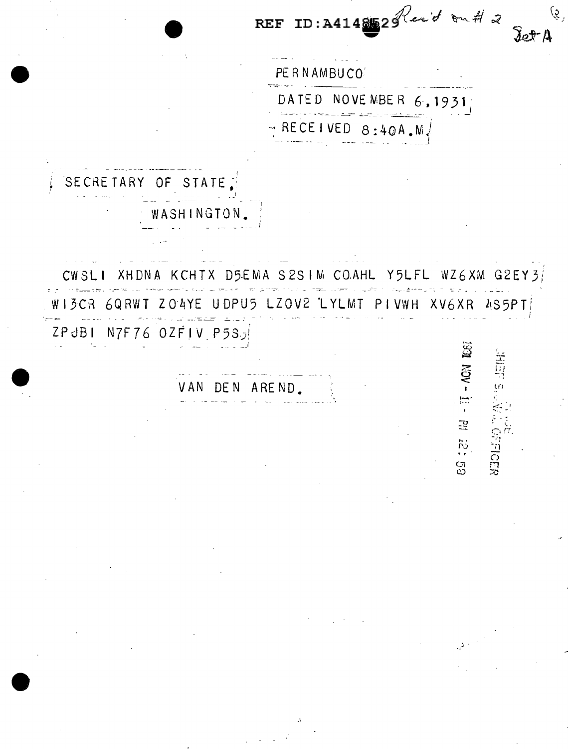REF ID:A4148529 Rec'd on #2

Set A

PERNAMBUCO

DATED NOVEMBER 6,1931

RECEIVED 8:40A.M.

SECRETARY OF STATE,

WASHINGTON.

CWSLI XHDNA KCHTX D5EMA S2SIM COAHL Y5LFL WZ6XM G2EY3 WI3CR 6QRWT ZO4YE UDPU5 LZOV2 LYLMT PIVWH XV6XR 4S5PT ZPJBI N7F76 OZFIV P5S

VAN DEN AREND.

1931 NOV 11 PM 12:59

CHIEF S... OFFICER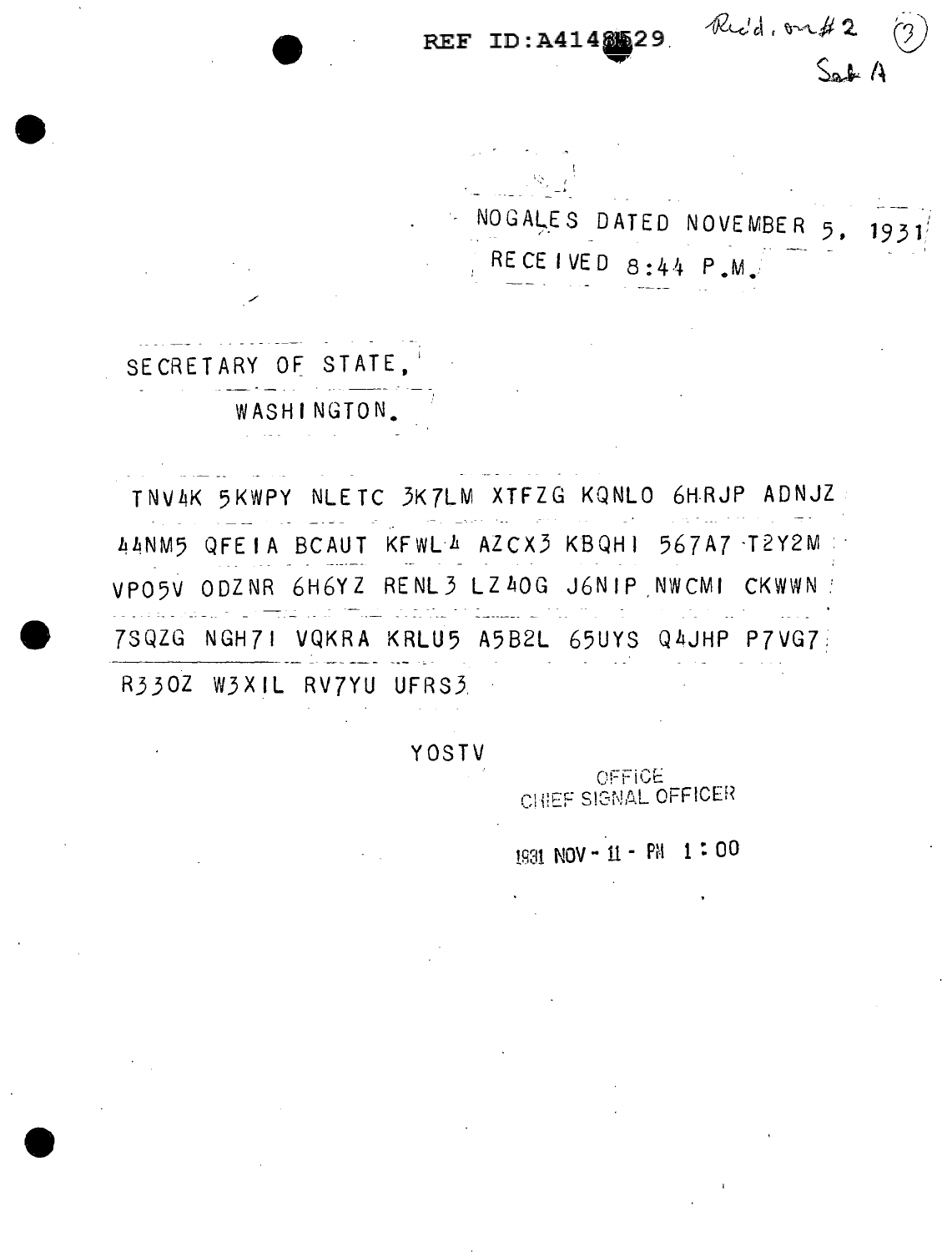REF ID:A4148529 Rec'd. on #2 (3)
Sab A

NOGALES DATED NOVEMBER 5, 1931
RECEIVED 8:44 P.M.

SECRETARY OF STATE,
WASHINGTON.

TNV4K 5KWPY NLETC 3K7LM XTFZG KQNLO 6HRJP ADNJZ
44NM5 QFEIA BCAUT KFWL4 AZCX3 KBQHI 567A7 T2Y2M
VPO5V ODZNR 6H6YZ RENL3 LZ4OG J6NIP NWCMI CKWWN
7SQZG NGH7I VQKRA KRLU5 A5B2L 65UYS Q4JHP P7VG7
R33OZ W3XIL RV7YU UFRS3

YOSTV

OFFICE
CHIEF SIGNAL OFFICER

1931 NOV - 11 - PM 1:00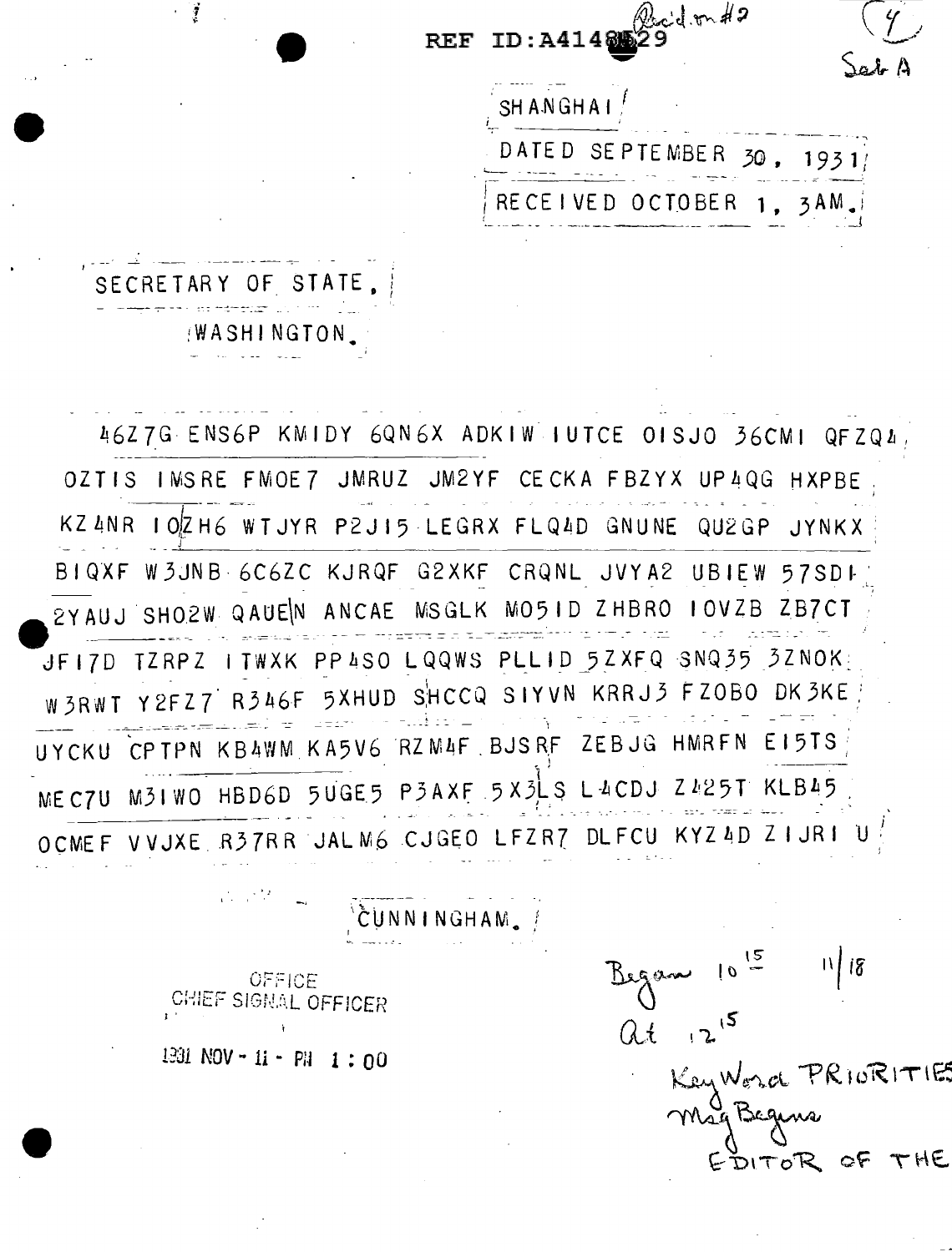REF ID:A4148529

Rec'd on #2

(4)

Set A

SHANGHAI

DATED SEPTEMBER 30, 1931

RECEIVED OCTOBER 1, 3AM.

SECRETARY OF STATE,

WASHINGTON.

```
46Z7G ENS6P KMIDY 6QN6X ADKIW IUTCE OISJO 36CMI QFZQ4
OZTIS IMSRE FMOE7 JMRUZ JM2YF CECKA FBZYX UP4QG HXPBE
KZ4NR IOZH6 WTJYR P2J15 LEGRX FLQ4D GNUNE QU2GP JYNKX
BIQXF W3JNB 6C6ZC KJRQF G2XKF CRQNL JVYA2 UBIEW 57SDI
2YAUJ SHO2W QAUEN ANCAE MSGLK MO5ID ZHBRO IOVZB ZB7CT
JFI7D TZRPZ ITWXK PP4SO LQQWS PLLID 5ZXFQ SNQ35 3ZNOK
W3RWT Y2FZ7 R346F 5XHUD SHCCQ SIYVN KRRJ3 FZOBO DK3KE
UYCKU CPTPN KB4WM KA5V6 RZM4F BJSRF ZEBJG HMRFN EI5TS
MEC7U M3IWO HBD6D 5UGE5 P3AXF 5X3LS L4CDJ Z425T KLB45
OCMEF VVJXE R37RR JALM6 CJGEO LFZR7 DLFCU KYZ4D ZIJRI U
```

CUNNINGHAM.

OFFICE
CHIEF SIGNAL OFFICER

1931 NOV - 11 - PM 1:00

Began 10[15] 11/18

At 12[15]

Key Word PRIORITIES

Msg Begins

EDITOR OF THE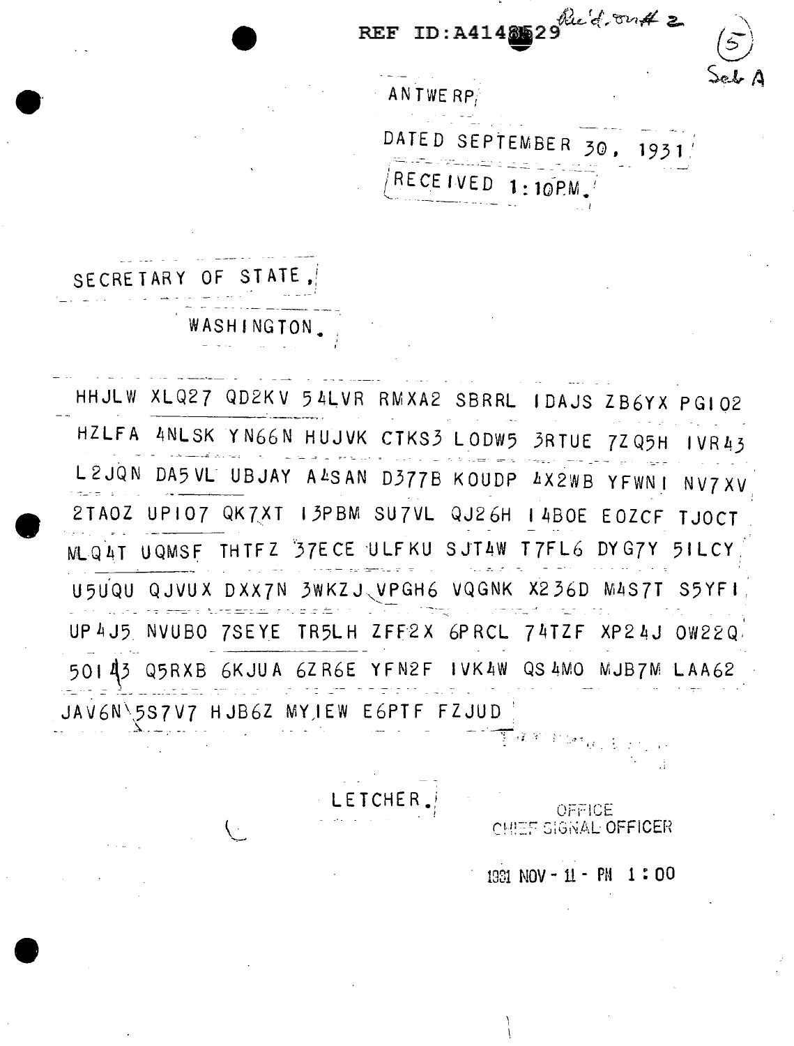REF ID:A4148529 Rec'd. on # 2

(5)

Sub A

ANTWERP,

DATED SEPTEMBER 30, 1931

RECEIVED 1:10P.M.

SECRETARY OF STATE,

WASHINGTON.

HHJLW XLQ27 QD2KV 54LVR RMXA2 SBRRL IDAJS ZB6YX PGI02
HZLFA 4NLSK YN66N HUJVK CTKS3 LODW5 3RTUE 7ZQ5H IVR43
L2JQN DA5VL UBJAY A4SAN D377B KOUDP 4X2WB YFWNI NV7XV
2TAOZ UPI07 QK7XT I3PBM SU7VL QJ26H I4BOE EOZCF TJOCT
MLQ4T UQMSF THTFZ 37ECE ULFKU SJT4W T7FL6 DYG7Y 5ILCY
U5UQU QJVUX DXX7N 3WKZJ VPGH6 VQGNK X236D M4S7T S5YFI
UP4J5 NVUBO 7SEYE TR5LH ZFF2X 6PRCL 74TZF XP24J OW22Q
50143 Q5RXB 6KJUA 6ZR6E YFN2F IVK4W QS4MO MJB7M LAA62
JAV6N 5S7V7 HJB6Z MYIEW E6PTF FZJUD

LETCHER.

OFFICE
CHIEF SIGNAL OFFICER

1931 NOV - 11 - PM 1:00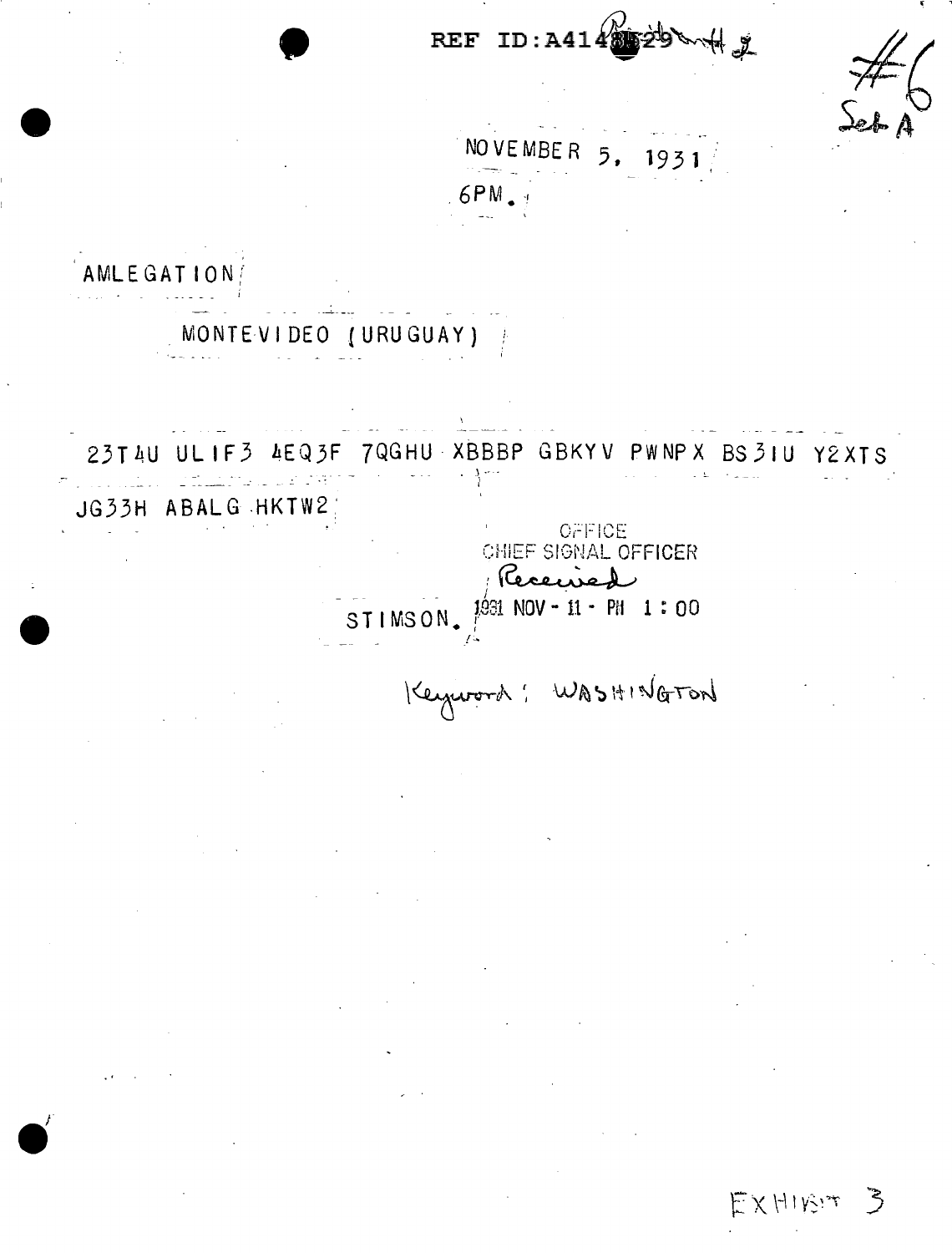REF ID:A4148529

#6
Set A

NOVEMBER 5, 1931

6PM.

AMLEGATION

MONTEVIDEO (URUGUAY)

23T4U ULIF3 4EQ3F 7QGHU XBBBP GBKYV PWNPX BS3IU Y2XTS JG33H ABALG HKTW2

STIMSON.

OFFICE
CHIEF SIGNAL OFFICER
Received
1931 NOV - 11 - PM 1:00

Keyword: WASHINGTON

EXHIBIT 3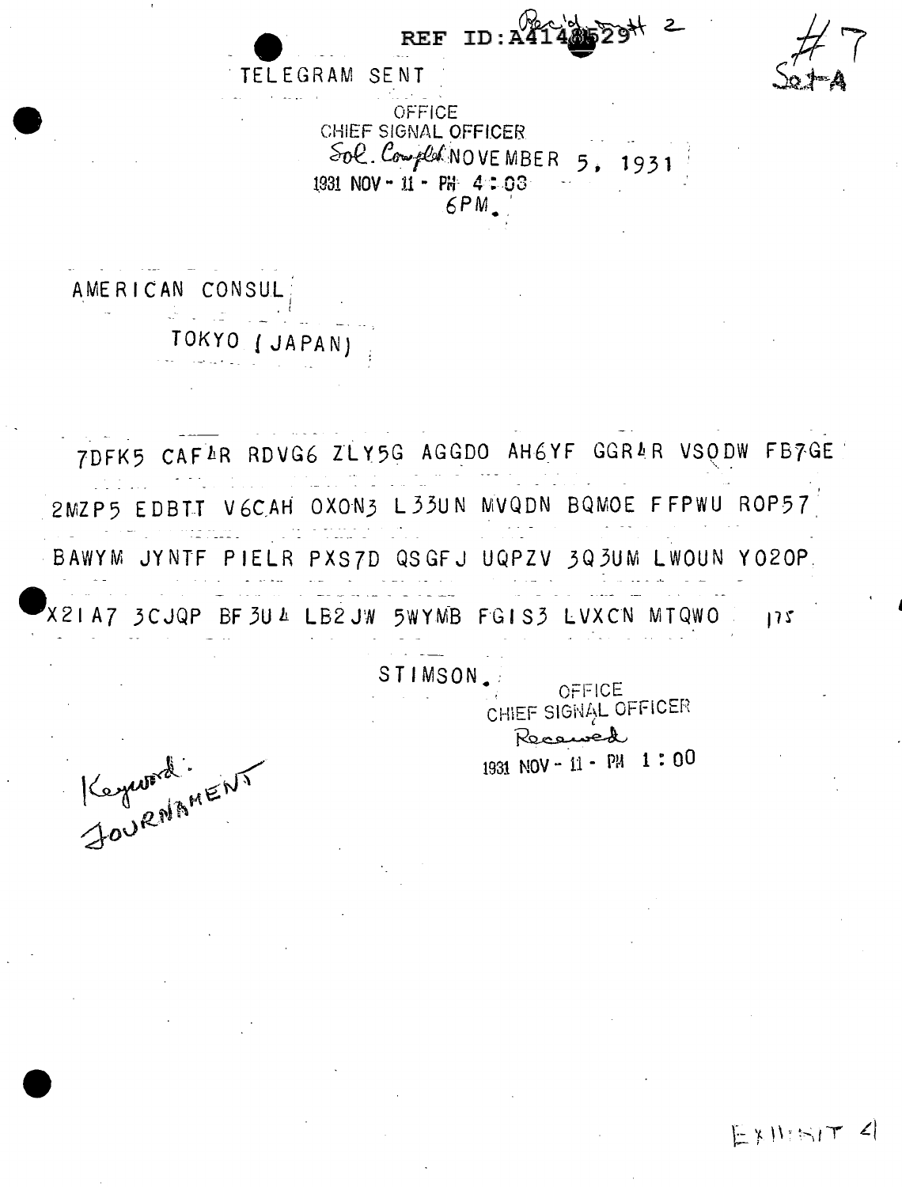REF ID:A4148529 Rec'd Inst 2

#7
Sol-A

TELEGRAM SENT

OFFICE
CHIEF SIGNAL OFFICER
Sol. Compld NOVEMBER 5, 1931
1931 NOV - 11 - PM 4:03
6PM.

AMERICAN CONSUL

TOKYO (JAPAN)

7DFK5 CAF4R RDVG6 ZLY5G AGGDO AH6YF GGR4R VSODW FB7GE

2MZP5 EDBTT V6CAH OXON3 L33UN MVQDN BQMOE FFPWU ROP57

BAWYM JYNTF PIELR PXS7D QSGFJ UQPZV 3Q3UM LWOUN YO2OP

X21A7 3CJQP BF3U4 LB2JW 5WYMB FGIS3 LVXCN MTQWO 175

STIMSON.

OFFICE
CHIEF SIGNAL OFFICER
Received
1931 NOV - 11 - PM 1:00

Keyword:
JOURNAMENT

EXHIBIT 4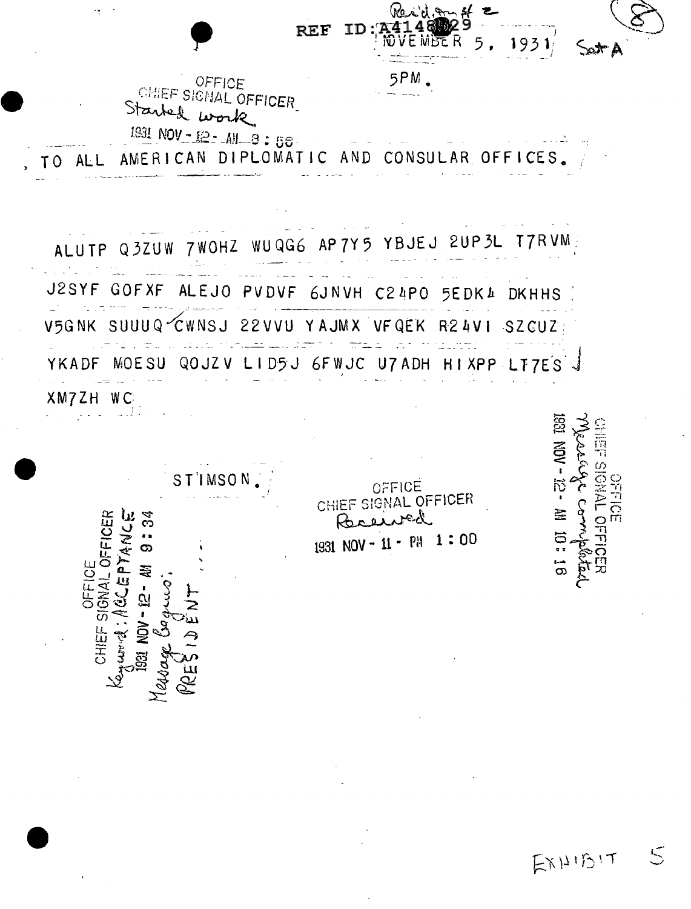REF ID:A4148929

Rec'd. on # 2

NOVEMBER 5, 1931

Sat A

5PM.

OFFICE
CHIEF SIGNAL OFFICER
Started work
1931 NOV - 12 - AM 8 : 56

TO ALL AMERICAN DIPLOMATIC AND CONSULAR OFFICES.

ALUTP Q3ZUW 7WOHZ WUQG6 AP7Y5 YBJEJ 2UP3L T7RVM

J2SYF GOFXF ALEJO PVDVF 6JNVH C24PO 5EDK4 DKHHS

V5GNK SUUUQ CWNSJ 22VVU YAJMX VFQEK R24VI SZCUZ

YKADF MOESU QOJZV LID5J 6FWJC U7ADH HIXPP LT7ES

XM7ZH WC

STIMSON.

OFFICE
CHIEF SIGNAL OFFICER
Keyword: ACCEPTANCE
1931 NOV - 12 - AM 9 : 34
Message begins:
PRESIDENT

OFFICE
CHIEF SIGNAL OFFICER
Received
1931 NOV - 11 - PM 1 : 00

OFFICE
CHIEF SIGNAL OFFICER
Message completed
1931 NOV - 12 - AM 10 : 16

EXHIBIT 5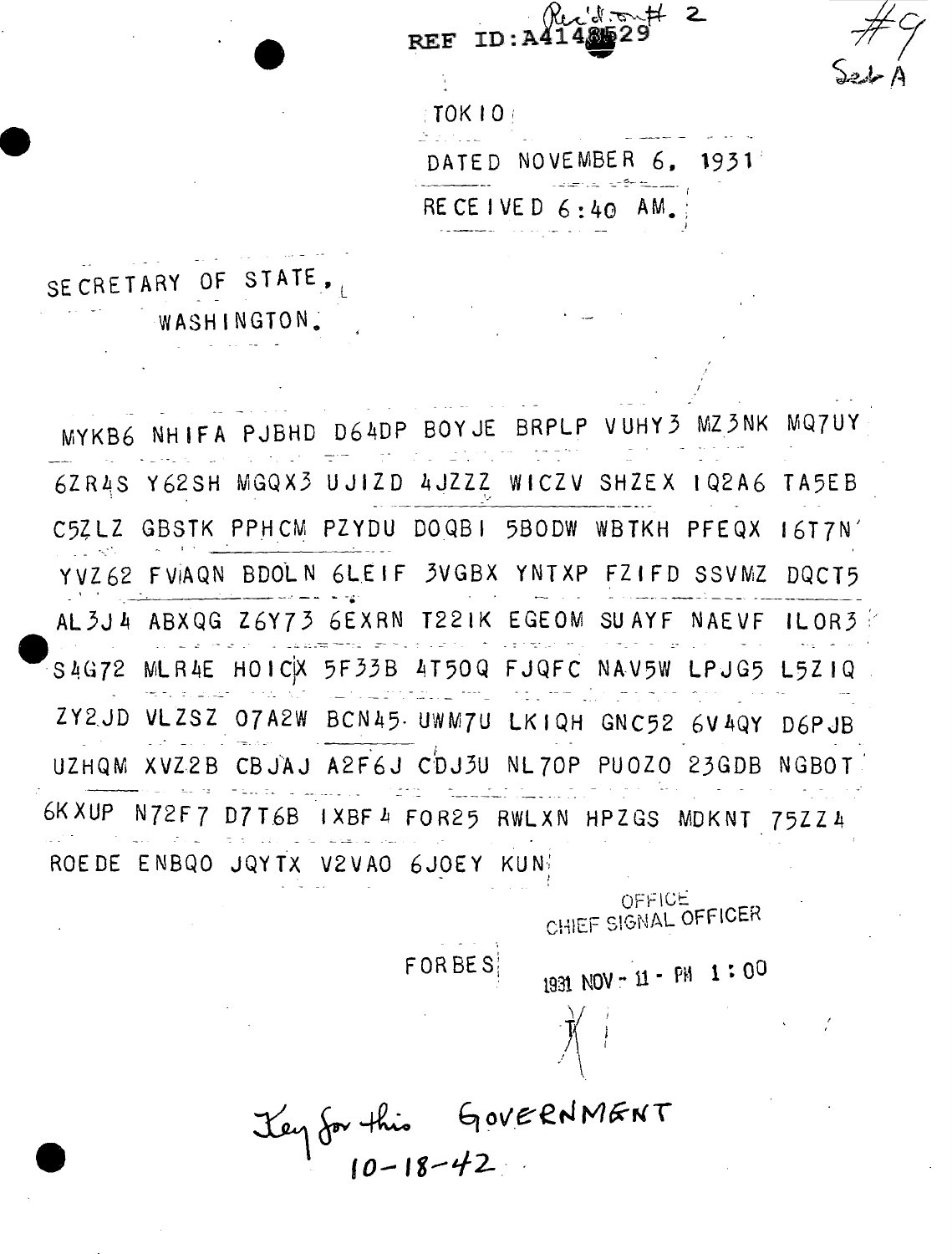REF ID:A4148529 Rec'd on # 2

#9
Set A

TOKIO

DATED NOVEMBER 6, 1931

RECEIVED 6:40 AM.

SECRETARY OF STATE,
WASHINGTON.

MYKB6 NHIFA PJBHD D64DP BOYJE BRPLP VUHY3 MZ3NK MQ7UY
6ZR4S Y62SH MGQX3 UJIZD 4JZZZ WICZV SHZEX IQ2A6 TA5EB
C5ZLZ GBSTK PPHCM PZYDU DOQBI 5BODW WBTKH PFEQX I6T7N
YVZ62 FVAQN BDOLN 6LEIF 3VGBX YNTXP FZIFD SSVMZ DQCT5
AL3J4 ABXQG Z6Y73 6EXRN T22IK EGEOM SUAYF NAEVF ILOR3
S4G72 MLR4E HOICX 5F33B 4T50Q FJQFC NAV5W LPJG5 L5ZIQ
ZY2JD VLZSZ O7A2W BCN45 UWM7U LKIQH GNC52 6V4QY D6PJB
UZHQM XVZ2B CBJAJ A2F6J CDJ3U NL7OP PUOZO 23GDB NGBOT
6KXUP N72F7 D7T6B IXBF4 FOR25 RWLXN HPZGS MDKNT 75ZZ4
ROEDE ENBQO JQYTX V2VAO 6JOEY KUN

FORBES

OFFICE
CHIEF SIGNAL OFFICER
1931 NOV 11 PM 1:00

Key for this GOVERNMENT
10-18-42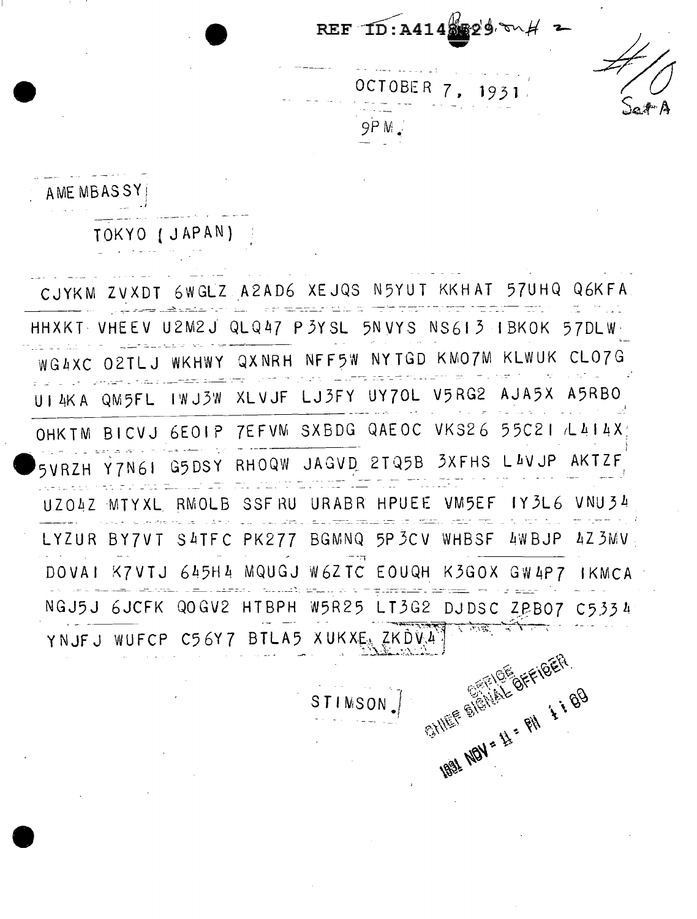REF ID:A4148529 on # 2

#10
Set A

OCTOBER 7, 1931

9PM.

AMEMBASSY

TOKYO (JAPAN)

CJYKM ZVXDT 6WGLZ A2AD6 XEJQS N5YUT KKHAT 57UHQ Q6KFA
HHXKT VHEEV U2M2J QLQ47 P3YSL 5NVYS NS613 IBKOK 57DLW
WG4XC O2TLJ WKHWY QXNRH NFF5W NYTGD KMO7M KLWUK CLO7G
UI4KA QM5FL IWJ3W XLVJF LJ3FY UY7OL V5RG2 AJA5X A5RBO
OHKTM BICVJ 6EOIP 7EFVM SXBDG QAEOC VKS26 55C2I L4I4X
5VRZH Y7N6I G5DSY RHOQW JAGVD 2TQ5B 3XFHS L4VJP AKTZF
UZO4Z MTYXL RMOLB SSFRU URABR HPUEE VM5EF IY3L6 VNU34
LYZUR BY7VT S4TFC PK277 BGMNQ 5P3CV WHBSF 4WBJP 4Z3MV
DOVAI K7VTJ 645H4 MQUGJ W6ZTC EOUQH K3GOX GW4P7 IKMCA
NGJ5J 6JCFK QOGV2 HTBPH W5R25 LT3G2 DJDSC ZPBO7 C5334
YNJFJ WUFCP C56Y7 BTLA5 XUKXE ZKDV4

STIMSON.

OFFICE CHIEF SIGNAL OFFICER
1931 NOV 11 PM 1:00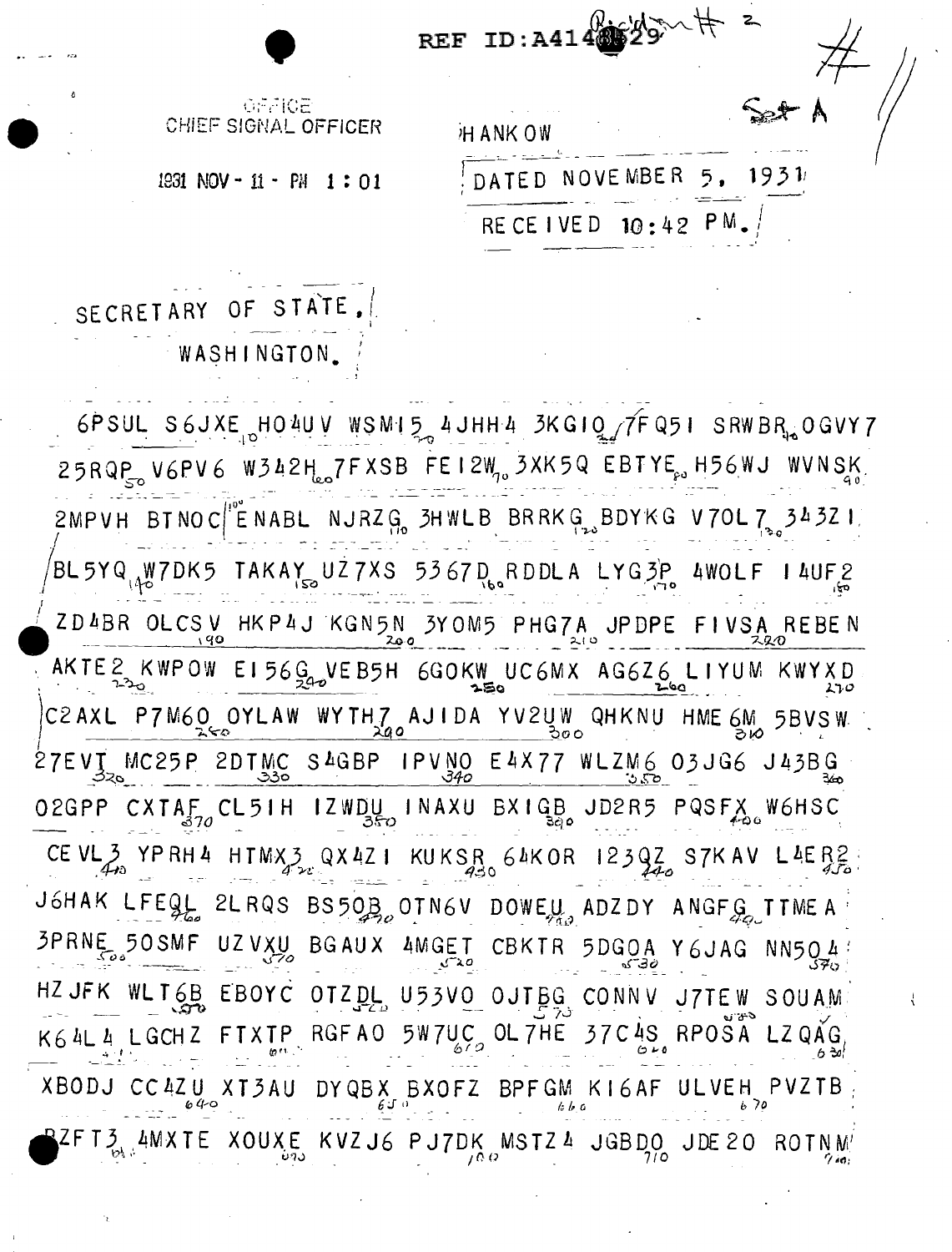REF ID:A414829

OFFICE
CHIEF SIGNAL OFFICER

1931 NOV - 11 - PM 1:01

HANKOW

DATED NOVEMBER 5, 1931

RECEIVED 10:42 PM.

Set A

SECRETARY OF STATE,

WASHINGTON.

6PSUL S6JXE HO4UV WSMI5 4JHH4 3KGIO 7FQ5I SRWBR OGVY7
25RQP V6PV6 W342H 7FXSB FEI2W 3XK5Q EBTYE H56WJ WVNSK
2MPVH BTNOC ENABL NJRZG 3HWLB BRRKG BDYKG V70L7 343ZI
BL5YQ W7DK5 TAKAY UZ7XS 5367D RDDLA LYG3P 4WOLF I4UF2
ZD4BR OLCSV HKP4J KGN5N 3YOM5 PHG7A JPDPE FIVSA REBEN
AKTE2 KWPOW EI56G VEB5H 6GOKW UC6MX AG6Z6 LIYUM KWYXD
C2AXL P7M60 OYLAW WYTH7 AJIDA YV2UW QHKNU HME6M 5BVSW
27EVT MC25P 2DTMC S4GBP IPVNO E4X77 WLZM6 03JG6 J43BG
02GPP CXTAF CL5IH IZWDU INAXU BXIGB JD2R5 PQSFX W6HSC
CEVL3 YPRH4 HTMX3 QX4ZI KUKSR 64KOR I23QZ S7KAV L4ER2
J6HAK LFEQL 2LRQS BS50B OTN6V DOWEU ADZDY ANGFG TTMEA
3PRNE 50SMF UZVXU BGAUX 4MGET CBKTR 5DGOA Y6JAG NN504
HZJFK WLT6B EBOYC OTZDL U53VO OJTBG CONNV J7TEW SOUAM
K64L4 LGCHZ FTXTP RGFAO 5W7UC OL7HE 37C4S RPOSA LZQAG
XBODJ CC4ZU XT3AU DYQBX BXOFZ BPFGM KI6AF ULVEH PVZTB
BZFT3 4MXTE XOUXE KVZJ6 PJ7DK MSTZ4 JGBDO JDE20 ROTNM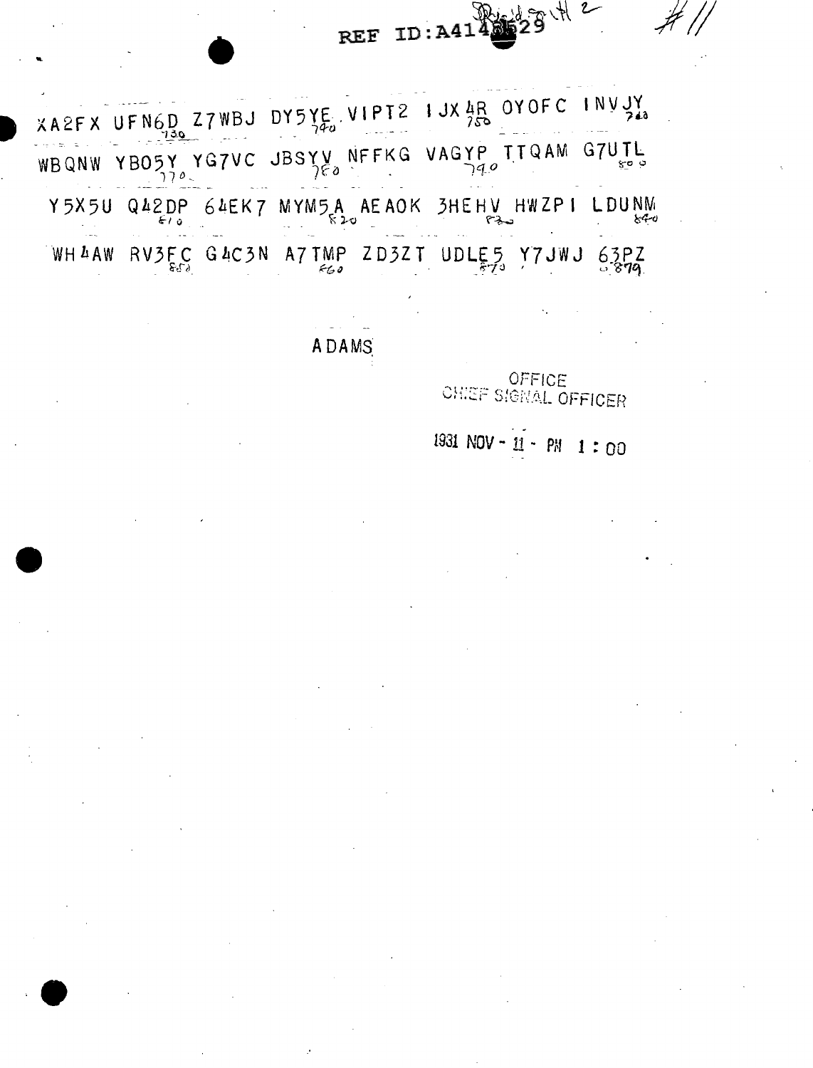XA2FX UFN6D Z7WBJ DY5YE VIPT2 IJX4R OYOFC INVJY

WBQNW YBO5Y YG7VC JBSYV NFFKG VAGYP TTQAM G7UTL

Y5X5U Q42DP 64EK7 MYM5A AEAOK 3HEHV HWZPI LDUNM

WH4AW RV3FC G4C3N A7TMP ZD3ZT UDLE5 Y7JWJ 63PZ

ADAMS

OFFICE
CHIEF SIGNAL OFFICER

1931 NOV - 11 - PM 1 : 00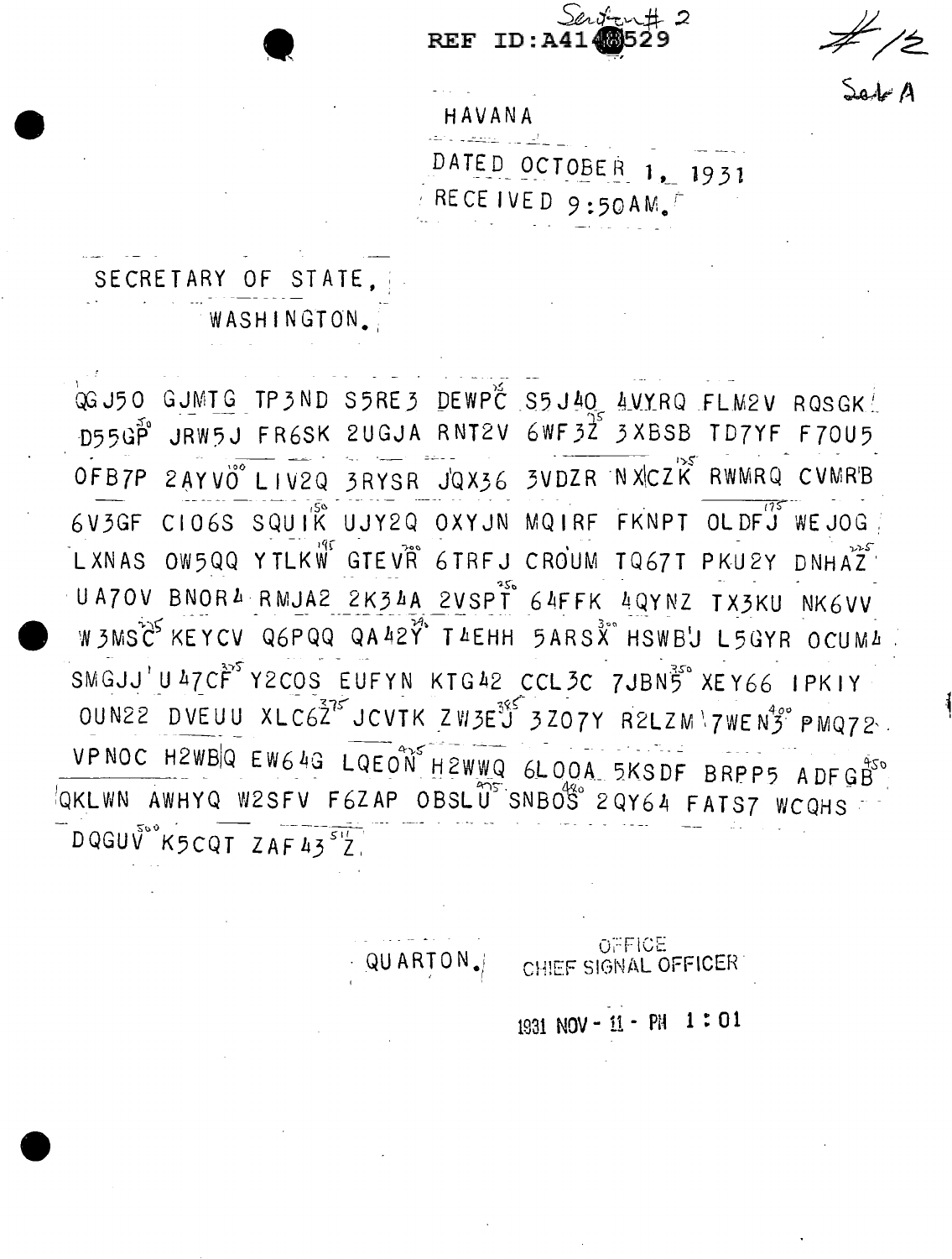REF ID:A4148529

Section # 2

# /2

Set A

HAVANA

DATED OCTOBER 1, 1931

RECEIVED 9:50AM.

SECRETARY OF STATE,

WASHINGTON.

QGJ5O GJMTG TP3ND S5RE3 DEWPC S5J4O 4VYRQ FLM2V RQSGK D55GP JRW5J FR6SK 2UGJA RNT2V 6WF3Z 3XBSB TD7YF F7OU5 OFB7P 2AYVO LIV2Q 3RYSR JQX36 3VDZR NXCZK RWMRQ CVMRB 6V3GF CIO6S SQUIK UJY2Q OXYJN MQIRF FKNPT OLDFJ WEJOG LXNAS OW5QQ YTLKW GTEVR 6TRFJ CROUM TQ67T PKU2Y DNHAZ UA7OV BNOR4 RMJA2 2K34A 2VSPT 64FFK 4QYNZ TX3KU NK6VV W3MSC KEYCV Q6PQQ QA42Y T4EHH 5ARSX HSWBJ L5GYR OCUM4 SMGJJ U47CF Y2COS EUFYN KTG42 CCL3C 7JBN5 XEY66 IPKIY OUN22 DVEUU XLC6Z JCVTK ZW3EJ 3ZO7Y R2LZM 7WEN3 PMQ72 VPNOC H2WBQ EW64G LQEON H2WWQ 6LOOA 5KSDF BRPP5 ADFGB QKLWN AWHYQ W2SFV F6ZAP OBSLU SNBOS 2QY64 FATS7 WCQHS DQGUV K5CQT ZAF43 Z

QUARTON.

OFFICE
CHIEF SIGNAL OFFICER

1931 NOV - 11 - PM 1:01